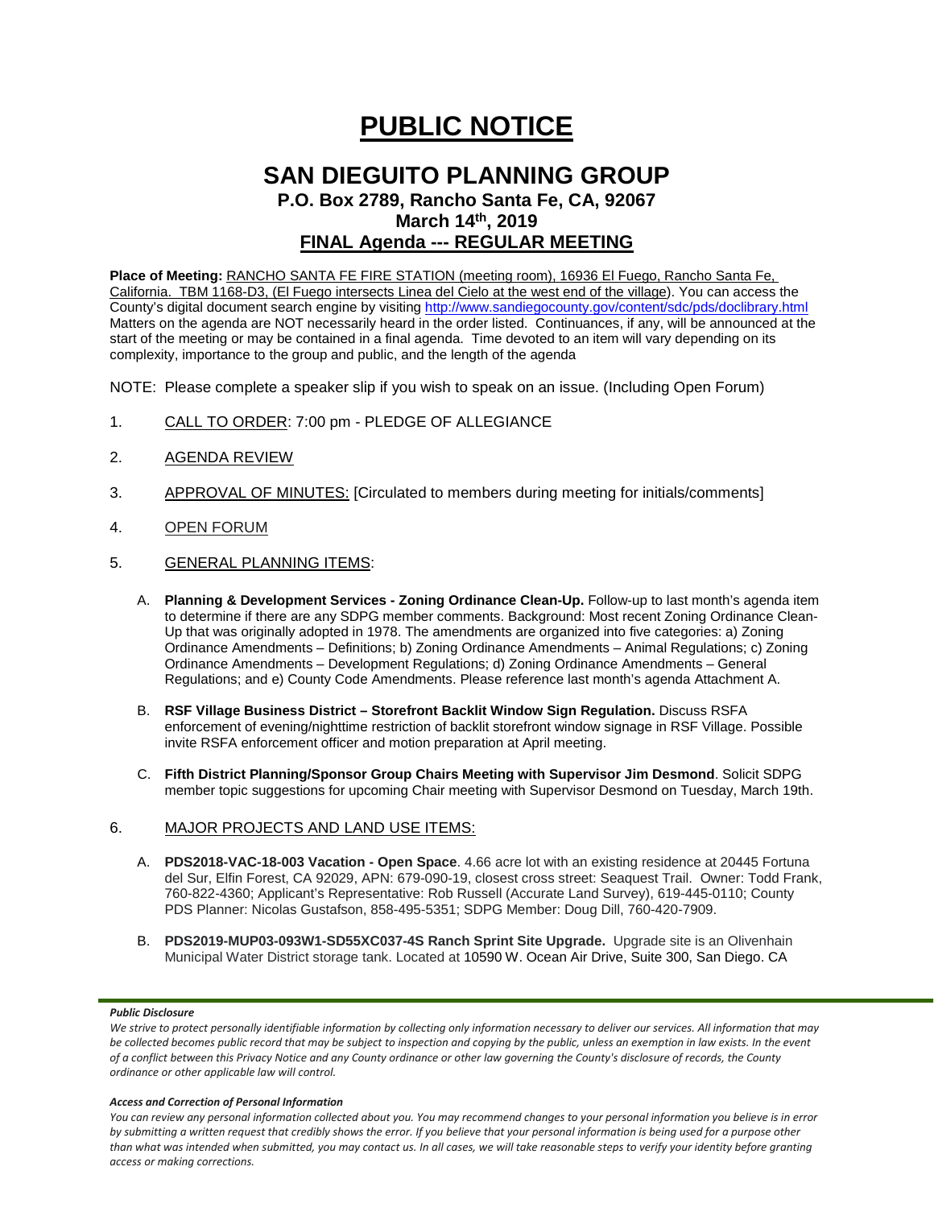# PUBLIC NOTICE

## SAN DIEGUITO PLANNING GROUP

### P.O. Box 2789, Rancho Santa Fe, CA, 92067

### March 14th, 2019

### FINAL Agenda --- REGULAR MEETING

**Place of Meeting:** RANCHO SANTA FE FIRE STATION (meeting room), 16936 El Fuego, Rancho Santa Fe, California. TBM 1168-D3, (El Fuego intersects Linea del Cielo at the west end of the village). You can access the County's digital document search engine by visiting http://www.sandiegocounty.gov/content/sdc/pds/doclibrary.html Matters on the agenda are NOT necessarily heard in the order listed. Continuances, if any, will be announced at the start of the meeting or may be contained in a final agenda. Time devoted to an item will vary depending on its complexity, importance to the group and public, and the length of the agenda

NOTE: Please complete a speaker slip if you wish to speak on an issue. (Including Open Forum)

1. CALL TO ORDER: 7:00 pm - PLEDGE OF ALLEGIANCE
2. AGENDA REVIEW
3. APPROVAL OF MINUTES: [Circulated to members during meeting for initials/comments]
4. OPEN FORUM
5. GENERAL PLANNING ITEMS:

   A. **Planning & Development Services - Zoning Ordinance Clean-Up.** Follow-up to last month's agenda item to determine if there are any SDPG member comments. Background: Most recent Zoning Ordinance Clean-Up that was originally adopted in 1978. The amendments are organized into five categories: a) Zoning Ordinance Amendments – Definitions; b) Zoning Ordinance Amendments – Animal Regulations; c) Zoning Ordinance Amendments – Development Regulations; d) Zoning Ordinance Amendments – General Regulations; and e) County Code Amendments. Please reference last month's agenda Attachment A.

   B. **RSF Village Business District – Storefront Backlit Window Sign Regulation.** Discuss RSFA enforcement of evening/nighttime restriction of backlit storefront window signage in RSF Village. Possible invite RSFA enforcement officer and motion preparation at April meeting.

   C. **Fifth District Planning/Sponsor Group Chairs Meeting with Supervisor Jim Desmond**. Solicit SDPG member topic suggestions for upcoming Chair meeting with Supervisor Desmond on Tuesday, March 19th.

6. MAJOR PROJECTS AND LAND USE ITEMS:

   A. **PDS2018-VAC-18-003 Vacation - Open Space**. 4.66 acre lot with an existing residence at 20445 Fortuna del Sur, Elfin Forest, CA 92029, APN: 679-090-19, closest cross street: Seaquest Trail. Owner: Todd Frank, 760-822-4360; Applicant's Representative: Rob Russell (Accurate Land Survey), 619-445-0110; County PDS Planner: Nicolas Gustafson, 858-495-5351; SDPG Member: Doug Dill, 760-420-7909.

   B. **PDS2019-MUP03-093W1-SD55XC037-4S Ranch Sprint Site Upgrade.** Upgrade site is an Olivenhain Municipal Water District storage tank. Located at 10590 W. Ocean Air Drive, Suite 300, San Diego. CA

***Public Disclosure***

*We strive to protect personally identifiable information by collecting only information necessary to deliver our services. All information that may be collected becomes public record that may be subject to inspection and copying by the public, unless an exemption in law exists. In the event of a conflict between this Privacy Notice and any County ordinance or other law governing the County's disclosure of records, the County ordinance or other applicable law will control.*

***Access and Correction of Personal Information***

*You can review any personal information collected about you. You may recommend changes to your personal information you believe is in error by submitting a written request that credibly shows the error. If you believe that your personal information is being used for a purpose other than what was intended when submitted, you may contact us. In all cases, we will take reasonable steps to verify your identity before granting access or making corrections.*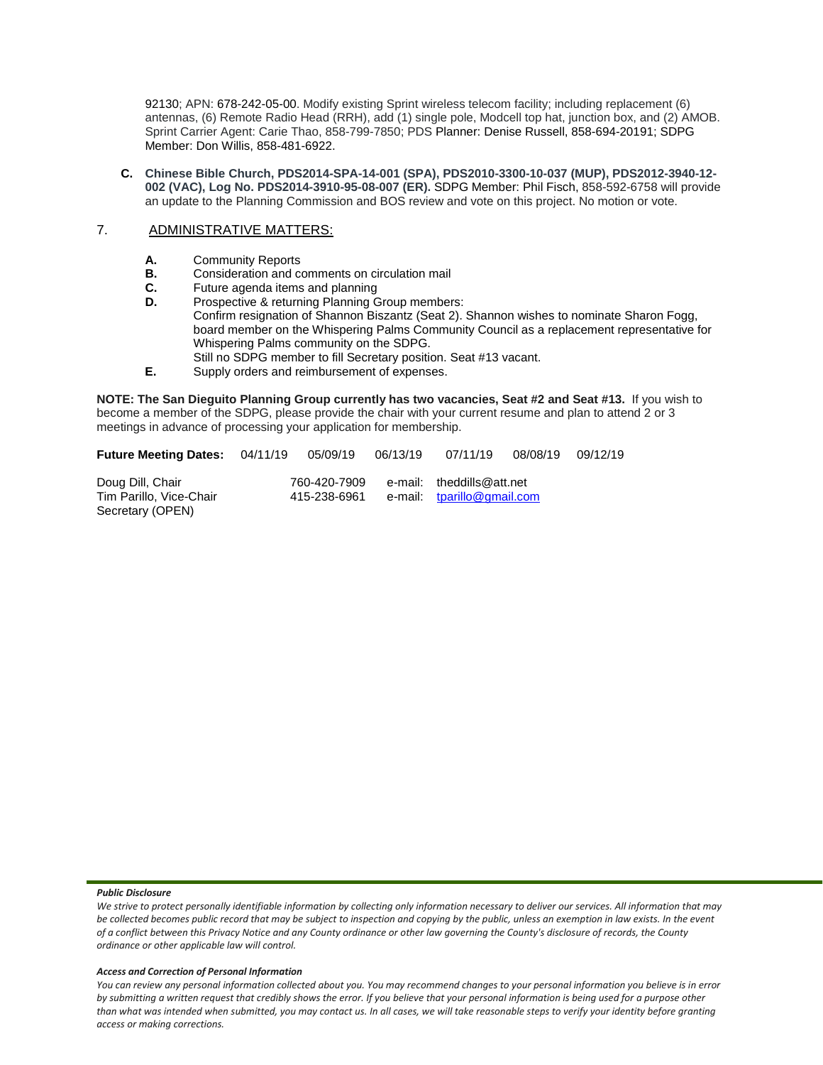92130; APN: 678-242-05-00. Modify existing Sprint wireless telecom facility; including replacement (6) antennas, (6) Remote Radio Head (RRH), add (1) single pole, Modcell top hat, junction box, and (2) AMOB. Sprint Carrier Agent: Carie Thao, 858-799-7850; PDS Planner: Denise Russell, 858-694-20191; SDPG Member: Don Willis, 858-481-6922.

**C. Chinese Bible Church, PDS2014-SPA-14-001 (SPA), PDS2010-3300-10-037 (MUP), PDS2012-3940-12-002 (VAC), Log No. PDS2014-3910-95-08-007 (ER).** SDPG Member: Phil Fisch, 858-592-6758 will provide an update to the Planning Commission and BOS review and vote on this project. No motion or vote.

7. ADMINISTRATIVE MATTERS:

- **A.** Community Reports
- **B.** Consideration and comments on circulation mail
- **C.** Future agenda items and planning
- **D.** Prospective & returning Planning Group members:
  Confirm resignation of Shannon Biszantz (Seat 2). Shannon wishes to nominate Sharon Fogg, board member on the Whispering Palms Community Council as a replacement representative for Whispering Palms community on the SDPG.
  Still no SDPG member to fill Secretary position. Seat #13 vacant.
- **E.** Supply orders and reimbursement of expenses.

**NOTE: The San Dieguito Planning Group currently has two vacancies, Seat #2 and Seat #13.** If you wish to become a member of the SDPG, please provide the chair with your current resume and plan to attend 2 or 3 meetings in advance of processing your application for membership.

**Future Meeting Dates:** 04/11/19 05/09/19 06/13/19 07/11/19 08/08/19 09/12/19

Doug Dill, Chair 760-420-7909 e-mail: theddills@att.net
Tim Parillo, Vice-Chair 415-238-6961 e-mail: tparillo@gmail.com
Secretary (OPEN)

***Public Disclosure***

*We strive to protect personally identifiable information by collecting only information necessary to deliver our services. All information that may be collected becomes public record that may be subject to inspection and copying by the public, unless an exemption in law exists. In the event of a conflict between this Privacy Notice and any County ordinance or other law governing the County's disclosure of records, the County ordinance or other applicable law will control.*

***Access and Correction of Personal Information***

*You can review any personal information collected about you. You may recommend changes to your personal information you believe is in error by submitting a written request that credibly shows the error. If you believe that your personal information is being used for a purpose other than what was intended when submitted, you may contact us. In all cases, we will take reasonable steps to verify your identity before granting access or making corrections.*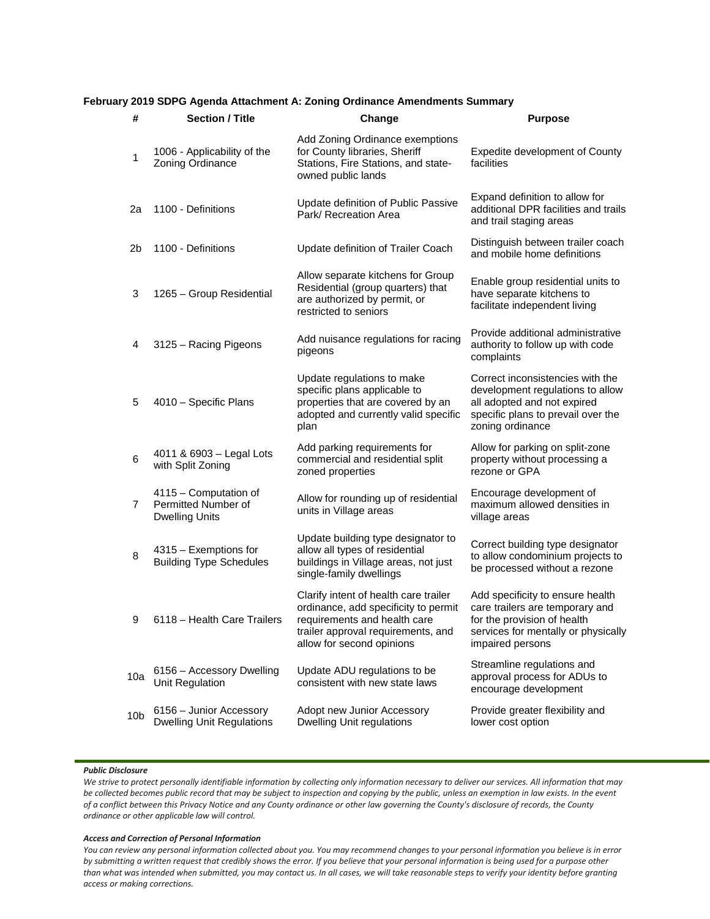**February 2019 SDPG Agenda Attachment A: Zoning Ordinance Amendments Summary**

| # | Section / Title | Change | Purpose |
|---|---|---|---|
| 1 | 1006 - Applicability of the Zoning Ordinance | Add Zoning Ordinance exemptions for County libraries, Sheriff Stations, Fire Stations, and state-owned public lands | Expedite development of County facilities |
| 2a | 1100 - Definitions | Update definition of Public Passive Park/ Recreation Area | Expand definition to allow for additional DPR facilities and trails and trail staging areas |
| 2b | 1100 - Definitions | Update definition of Trailer Coach | Distinguish between trailer coach and mobile home definitions |
| 3 | 1265 – Group Residential | Allow separate kitchens for Group Residential (group quarters) that are authorized by permit, or restricted to seniors | Enable group residential units to have separate kitchens to facilitate independent living |
| 4 | 3125 – Racing Pigeons | Add nuisance regulations for racing pigeons | Provide additional administrative authority to follow up with code complaints |
| 5 | 4010 – Specific Plans | Update regulations to make specific plans applicable to properties that are covered by an adopted and currently valid specific plan | Correct inconsistencies with the development regulations to allow all adopted and not expired specific plans to prevail over the zoning ordinance |
| 6 | 4011 & 6903 – Legal Lots with Split Zoning | Add parking requirements for commercial and residential split zoned properties | Allow for parking on split-zone property without processing a rezone or GPA |
| 7 | 4115 – Computation of Permitted Number of Dwelling Units | Allow for rounding up of residential units in Village areas | Encourage development of maximum allowed densities in village areas |
| 8 | 4315 – Exemptions for Building Type Schedules | Update building type designator to allow all types of residential buildings in Village areas, not just single-family dwellings | Correct building type designator to allow condominium projects to be processed without a rezone |
| 9 | 6118 – Health Care Trailers | Clarify intent of health care trailer ordinance, add specificity to permit requirements and health care trailer approval requirements, and allow for second opinions | Add specificity to ensure health care trailers are temporary and for the provision of health services for mentally or physically impaired persons |
| 10a | 6156 – Accessory Dwelling Unit Regulation | Update ADU regulations to be consistent with new state laws | Streamline regulations and approval process for ADUs to encourage development |
| 10b | 6156 – Junior Accessory Dwelling Unit Regulations | Adopt new Junior Accessory Dwelling Unit regulations | Provide greater flexibility and lower cost option |

***Public Disclosure***

*We strive to protect personally identifiable information by collecting only information necessary to deliver our services. All information that may be collected becomes public record that may be subject to inspection and copying by the public, unless an exemption in law exists. In the event of a conflict between this Privacy Notice and any County ordinance or other law governing the County's disclosure of records, the County ordinance or other applicable law will control.*

***Access and Correction of Personal Information***

*You can review any personal information collected about you. You may recommend changes to your personal information you believe is in error by submitting a written request that credibly shows the error. If you believe that your personal information is being used for a purpose other than what was intended when submitted, you may contact us. In all cases, we will take reasonable steps to verify your identity before granting access or making corrections.*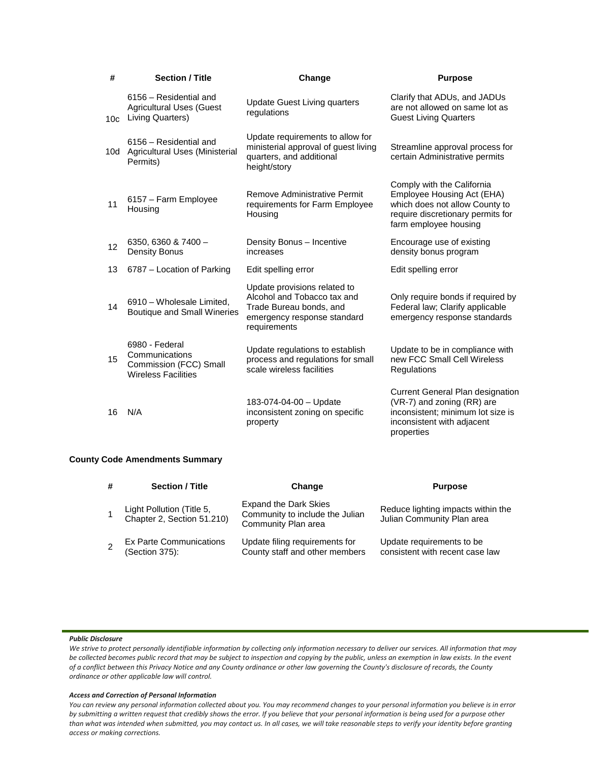| # | Section / Title | Change | Purpose |
|---|---|---|---|
| 10c | 6156 – Residential and Agricultural Uses (Guest Living Quarters) | Update Guest Living quarters regulations | Clarify that ADUs, and JADUs are not allowed on same lot as Guest Living Quarters |
| 10d | 6156 – Residential and Agricultural Uses (Ministerial Permits) | Update requirements to allow for ministerial approval of guest living quarters, and additional height/story | Streamline approval process for certain Administrative permits |
| 11 | 6157 – Farm Employee Housing | Remove Administrative Permit requirements for Farm Employee Housing | Comply with the California Employee Housing Act (EHA) which does not allow County to require discretionary permits for farm employee housing |
| 12 | 6350, 6360 & 7400 – Density Bonus | Density Bonus – Incentive increases | Encourage use of existing density bonus program |
| 13 | 6787 – Location of Parking | Edit spelling error | Edit spelling error |
| 14 | 6910 – Wholesale Limited, Boutique and Small Wineries | Update provisions related to Alcohol and Tobacco tax and Trade Bureau bonds, and emergency response standard requirements | Only require bonds if required by Federal law; Clarify applicable emergency response standards |
| 15 | 6980 - Federal Communications Commission (FCC) Small Wireless Facilities | Update regulations to establish process and regulations for small scale wireless facilities | Update to be in compliance with new FCC Small Cell Wireless Regulations |
| 16 | N/A | 183-074-04-00 – Update inconsistent zoning on specific property | Current General Plan designation (VR-7) and zoning (RR) are inconsistent; minimum lot size is inconsistent with adjacent properties |

**County Code Amendments Summary**

| # | Section / Title | Change | Purpose |
|---|---|---|---|
| 1 | Light Pollution (Title 5, Chapter 2, Section 51.210) | Expand the Dark Skies Community to include the Julian Community Plan area | Reduce lighting impacts within the Julian Community Plan area |
| 2 | Ex Parte Communications (Section 375): | Update filing requirements for County staff and other members | Update requirements to be consistent with recent case law |

***Public Disclosure***

*We strive to protect personally identifiable information by collecting only information necessary to deliver our services. All information that may be collected becomes public record that may be subject to inspection and copying by the public, unless an exemption in law exists. In the event of a conflict between this Privacy Notice and any County ordinance or other law governing the County's disclosure of records, the County ordinance or other applicable law will control.*

***Access and Correction of Personal Information***

*You can review any personal information collected about you. You may recommend changes to your personal information you believe is in error by submitting a written request that credibly shows the error. If you believe that your personal information is being used for a purpose other than what was intended when submitted, you may contact us. In all cases, we will take reasonable steps to verify your identity before granting access or making corrections.*